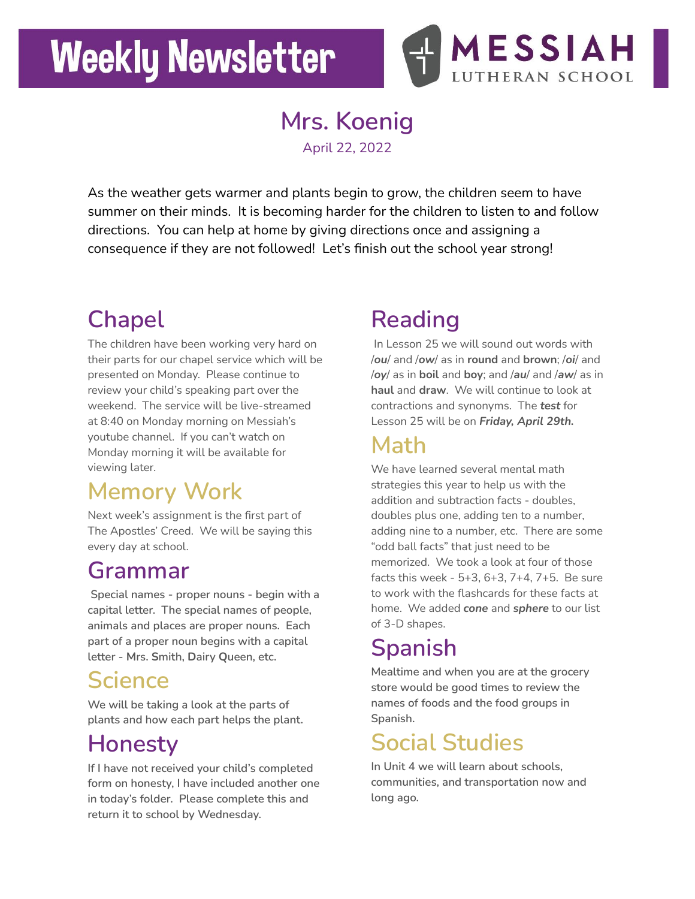# Weekly Newsletter

**MESSIAH** LUTHERAN SCHOOL

## Mrs. Koenig

April 22, 2022

As the weather gets warmer and plants begin to grow, the children seem to have summer on their minds. It is becoming harder for the children to listen to and follow directions. You can help at home by giving directions once and assigning a consequence if they are not followed! Let's finish out the school year strong!

## Chapel

The children have been working very hard on their parts for our chapel service which will be presented on Monday. Please continue to review your child's speaking part over the weekend. The service will be live-streamed at 8:40 on Monday morning on Messiah's youtube channel. If you can't watch on Monday morning it will be available for viewing later.

## Memory Work

Next week's assignment is the first part of The Apostles' Creed. We will be saying this every day at school.

## Grammar

Special names - proper nouns - begin with a capital letter. The special names of people, animals and places are proper nouns. Each part of a proper noun begins with a capital letter - Mrs. Smith, Dairy Queen, etc.

## Science

We will be taking a look at the parts of plants and how each part helps the plant.

## Honesty

If I have not received your child's completed form on honesty, I have included another one in today's folder. Please complete this and return it to school by Wednesday.

## Reading

In Lesson 25 we will sound out words with /***ou***/ and /***ow***/ as in **round** and **brown**; /***oi***/ and /***oy***/ as in **boil** and **boy**; and /***au***/ and /***aw***/ as in **haul** and **draw**. We will continue to look at contractions and synonyms. The ***test*** for Lesson 25 will be on ***Friday, April 29th.***

## Math

We have learned several mental math strategies this year to help us with the addition and subtraction facts - doubles, doubles plus one, adding ten to a number, adding nine to a number, etc. There are some "odd ball facts" that just need to be memorized. We took a look at four of those facts this week - 5+3, 6+3, 7+4, 7+5. Be sure to work with the flashcards for these facts at home. We added ***cone*** and ***sphere*** to our list of 3-D shapes.

## Spanish

Mealtime and when you are at the grocery store would be good times to review the names of foods and the food groups in Spanish.

## Social Studies

In Unit 4 we will learn about schools, communities, and transportation now and long ago.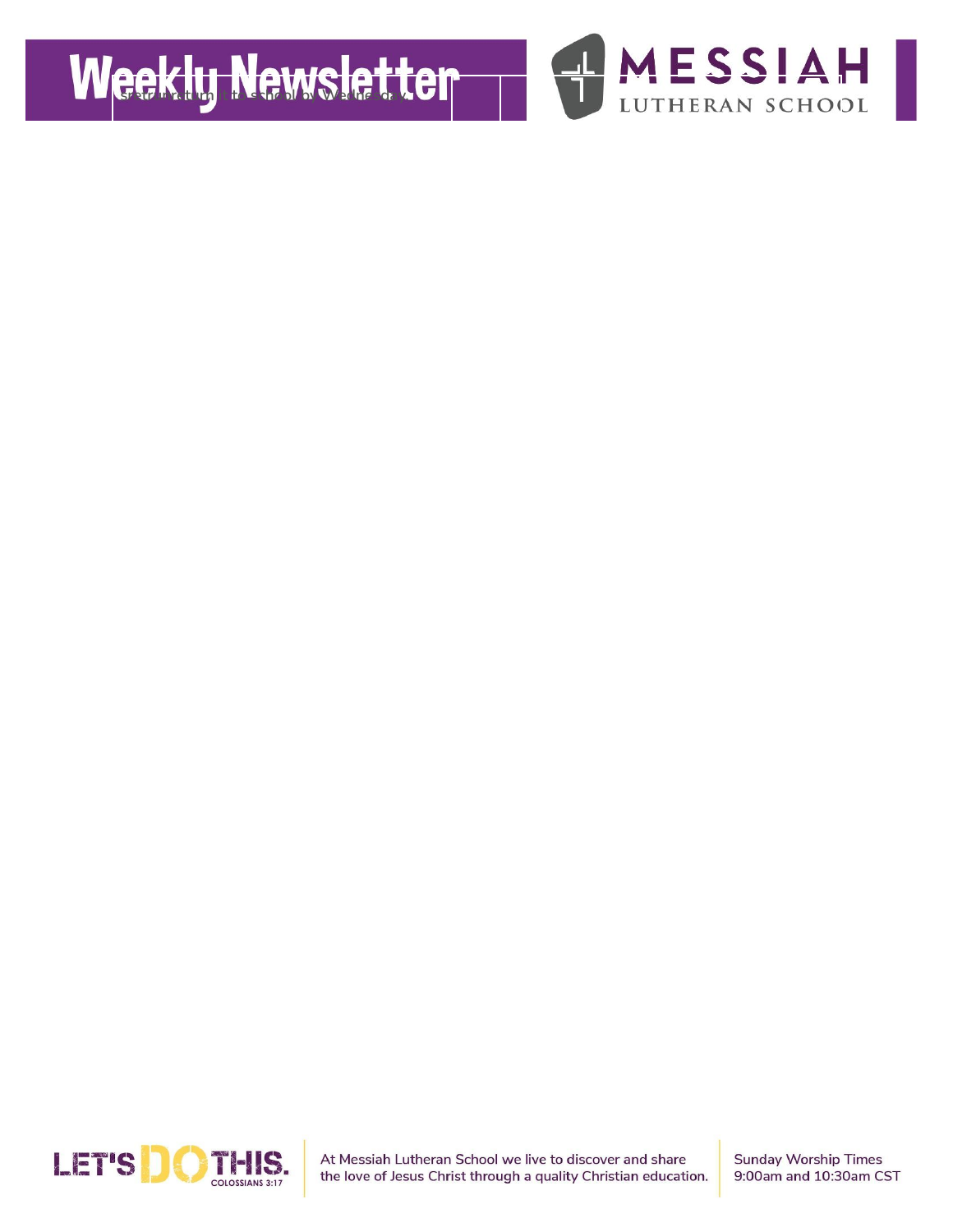# Weekly Newsletter

spermatoum it to school by Wednesday.

MESSIAH LUTHERAN SCHOOL

LET'S DO THIS. COLOSSIANS 3:17

At Messiah Lutheran School we live to discover and share the love of Jesus Christ through a quality Christian education.

Sunday Worship Times
9:00am and 10:30am CST